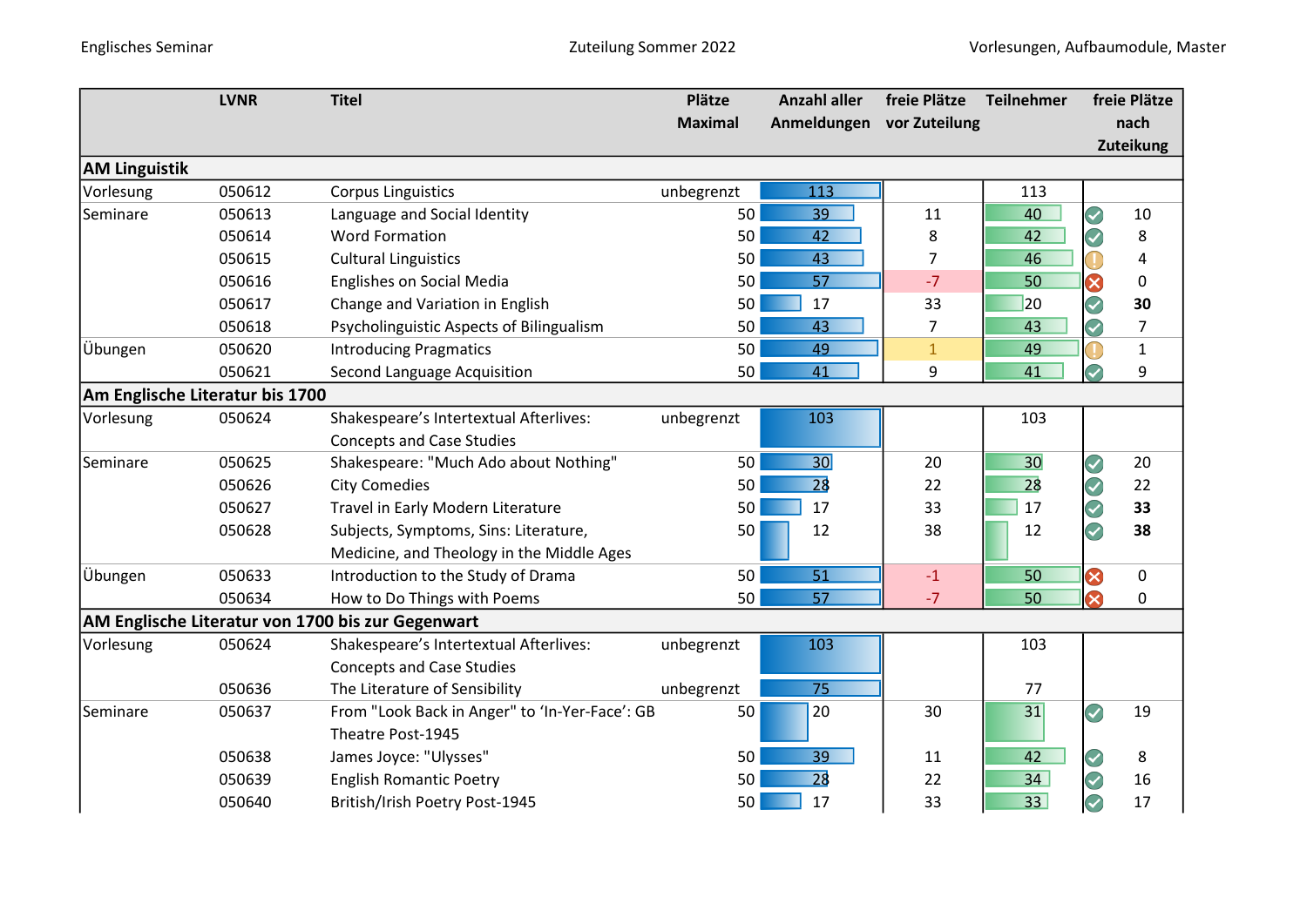Englisches Seminar — Zuteilung Sommer 2022 — Vorlesungen, Aufbaumodule, Master

| | LVNR | Titel | Plätze Maximal | Anzahl aller Anmeldungen | freie Plätze vor Zuteilung | Teilnehmer | | freie Plätze nach Zuteikung |
|---|---|---|---|---|---|---|---|---|
| **AM Linguistik** | | | | | | | | |
| Vorlesung | 050612 | Corpus Linguistics | unbegrenzt | 113 | | 113 | | |
| Seminare | 050613 | Language and Social Identity | 50 | 39 | 11 | 40 | ✓ | 10 |
| | 050614 | Word Formation | 50 | 42 | 8 | 42 | ✓ | 8 |
| | 050615 | Cultural Linguistics | 50 | 43 | 7 | 46 | ! | 4 |
| | 050616 | Englishes on Social Media | 50 | 57 | -7 | 50 | ✗ | 0 |
| | 050617 | Change and Variation in English | 50 | 17 | 33 | 20 | ✓ | **30** |
| | 050618 | Psycholinguistic Aspects of Bilingualism | 50 | 43 | 7 | 43 | ✓ | 7 |
| Übungen | 050620 | Introducing Pragmatics | 50 | 49 | 1 | 49 | ! | 1 |
| | 050621 | Second Language Acquisition | 50 | 41 | 9 | 41 | ✓ | 9 |
| **Am Englische Literatur bis 1700** | | | | | | | | |
| Vorlesung | 050624 | Shakespeare's Intertextual Afterlives: Concepts and Case Studies | unbegrenzt | 103 | | 103 | | |
| Seminare | 050625 | Shakespeare: "Much Ado about Nothing" | 50 | 30 | 20 | 30 | ✓ | 20 |
| | 050626 | City Comedies | 50 | 28 | 22 | 28 | ✓ | 22 |
| | 050627 | Travel in Early Modern Literature | 50 | 17 | 33 | 17 | ✓ | **33** |
| | 050628 | Subjects, Symptoms, Sins: Literature, Medicine, and Theology in the Middle Ages | 50 | 12 | 38 | 12 | ✓ | **38** |
| Übungen | 050633 | Introduction to the Study of Drama | 50 | 51 | -1 | 50 | ✗ | 0 |
| | 050634 | How to Do Things with Poems | 50 | 57 | -7 | 50 | ✗ | 0 |
| **AM Englische Literatur von 1700 bis zur Gegenwart** | | | | | | | | |
| Vorlesung | 050624 | Shakespeare's Intertextual Afterlives: Concepts and Case Studies | unbegrenzt | 103 | | 103 | | |
| | 050636 | The Literature of Sensibility | unbegrenzt | 75 | | 77 | | |
| Seminare | 050637 | From "Look Back in Anger" to 'In-Yer-Face': GB Theatre Post-1945 | 50 | 20 | 30 | 31 | ✓ | 19 |
| | 050638 | James Joyce: "Ulysses" | 50 | 39 | 11 | 42 | ✓ | 8 |
| | 050639 | English Romantic Poetry | 50 | 28 | 22 | 34 | ✓ | 16 |
| | 050640 | British/Irish Poetry Post-1945 | 50 | 17 | 33 | 33 | ✓ | 17 |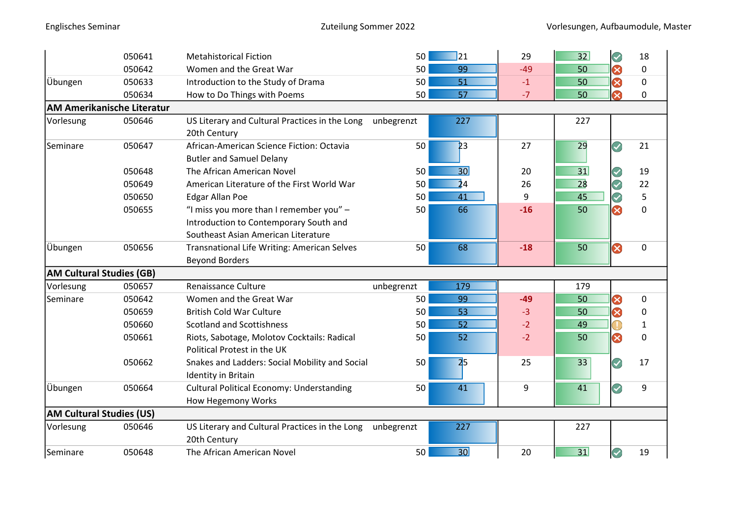| | | | | | | | | |
|---|---|---|---|---|---|---|---|---|
| | 050641 | Metahistorical Fiction | 50 | 21 | 29 | 32 | ✓ | 18 |
| | 050642 | Women and the Great War | 50 | 99 | -49 | 50 | ✗ | 0 |
| Übungen | 050633 | Introduction to the Study of Drama | 50 | 51 | -1 | 50 | ✗ | 0 |
| | 050634 | How to Do Things with Poems | 50 | 57 | -7 | 50 | ✗ | 0 |
| **AM Amerikanische Literatur** | | | | | | | | |
| Vorlesung | 050646 | US Literary and Cultural Practices in the Long 20th Century | unbegrenzt | 227 | | 227 | | |
| Seminare | 050647 | African-American Science Fiction: Octavia Butler and Samuel Delany | 50 | 23 | 27 | 29 | ✓ | 21 |
| | 050648 | The African American Novel | 50 | 30 | 20 | 31 | ✓ | 19 |
| | 050649 | American Literature of the First World War | 50 | 24 | 26 | 28 | ✓ | 22 |
| | 050650 | Edgar Allan Poe | 50 | 41 | 9 | 45 | ✓ | 5 |
| | 050655 | "I miss you more than I remember you" – Introduction to Contemporary South and Southeast Asian American Literature | 50 | 66 | **-16** | 50 | ✗ | 0 |
| Übungen | 050656 | Transnational Life Writing: American Selves Beyond Borders | 50 | 68 | **-18** | 50 | ✗ | 0 |
| **AM Cultural Studies (GB)** | | | | | | | | |
| Vorlesung | 050657 | Renaissance Culture | unbegrenzt | 179 | | 179 | | |
| Seminare | 050642 | Women and the Great War | 50 | 99 | **-49** | 50 | ✗ | 0 |
| | 050659 | British Cold War Culture | 50 | 53 | -3 | 50 | ✗ | 0 |
| | 050660 | Scotland and Scottishness | 50 | 52 | -2 | 49 | ! | 1 |
| | 050661 | Riots, Sabotage, Molotov Cocktails: Radical Political Protest in the UK | 50 | 52 | -2 | 50 | ✗ | 0 |
| | 050662 | Snakes and Ladders: Social Mobility and Social Identity in Britain | 50 | 25 | 25 | 33 | ✓ | 17 |
| Übungen | 050664 | Cultural Political Economy: Understanding How Hegemony Works | 50 | 41 | 9 | 41 | ✓ | 9 |
| **AM Cultural Studies (US)** | | | | | | | | |
| Vorlesung | 050646 | US Literary and Cultural Practices in the Long 20th Century | unbegrenzt | 227 | | 227 | | |
| Seminare | 050648 | The African American Novel | 50 | 30 | 20 | 31 | ✓ | 19 |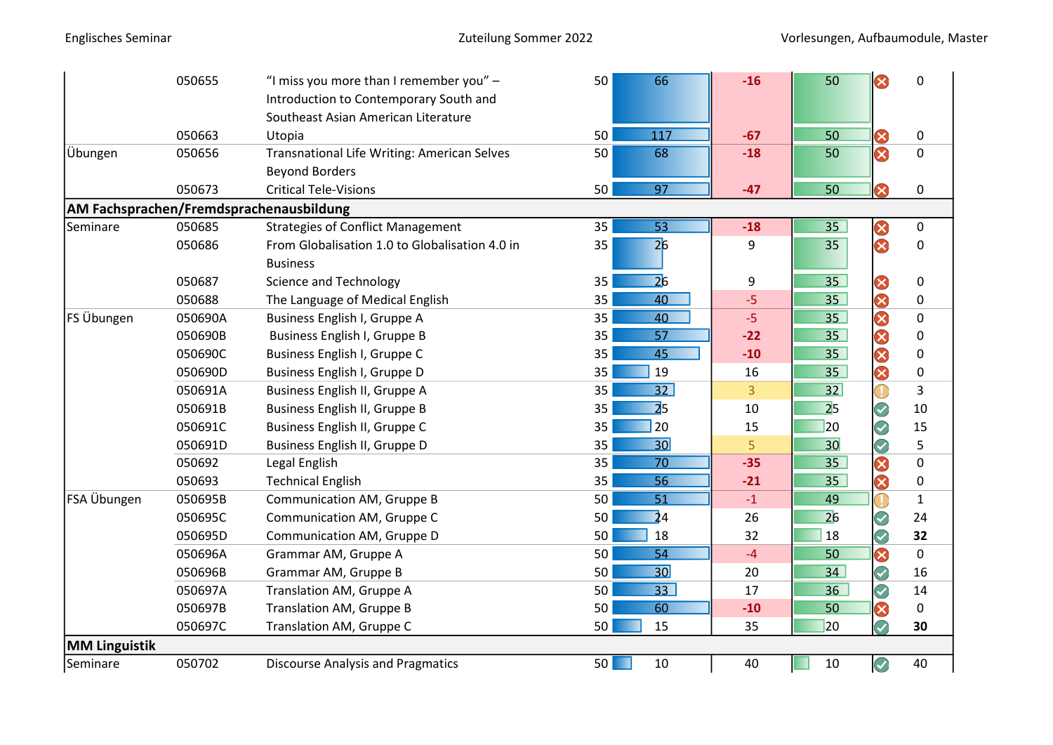| | | | | | | | | |
|---|---|---|---|---|---|---|---|---|
| | 050655 | "I miss you more than I remember you" – Introduction to Contemporary South and Southeast Asian American Literature | 50 | 66 | **-16** | 50 | ✗ | 0 |
| | 050663 | Utopia | 50 | 117 | **-67** | 50 | ✗ | 0 |
| Übungen | 050656 | Transnational Life Writing: American Selves Beyond Borders | 50 | 68 | **-18** | 50 | ✗ | 0 |
| | 050673 | Critical Tele-Visions | 50 | 97 | **-47** | 50 | ✗ | 0 |
| **AM Fachsprachen/Fremdsprachenausbildung** | | | | | | | | |
| Seminare | 050685 | Strategies of Conflict Management | 35 | 53 | **-18** | 35 | ✗ | 0 |
| | 050686 | From Globalisation 1.0 to Globalisation 4.0 in Business | 35 | 26 | 9 | 35 | ✗ | 0 |
| | 050687 | Science and Technology | 35 | 26 | 9 | 35 | ✗ | 0 |
| | 050688 | The Language of Medical English | 35 | 40 | -5 | 35 | ✗ | 0 |
| FS Übungen | 050690A | Business English I, Gruppe A | 35 | 40 | -5 | 35 | ✗ | 0 |
| | 050690B | Business English I, Gruppe B | 35 | 57 | **-22** | 35 | ✗ | 0 |
| | 050690C | Business English I, Gruppe C | 35 | 45 | **-10** | 35 | ✗ | 0 |
| | 050690D | Business English I, Gruppe D | 35 | 19 | 16 | 35 | ✗ | 0 |
| | 050691A | Business English II, Gruppe A | 35 | 32 | 3 | 32 | ! | 3 |
| | 050691B | Business English II, Gruppe B | 35 | 25 | 10 | 25 | ✓ | 10 |
| | 050691C | Business English II, Gruppe C | 35 | 20 | 15 | 20 | ✓ | 15 |
| | 050691D | Business English II, Gruppe D | 35 | 30 | 5 | 30 | ✓ | 5 |
| | 050692 | Legal English | 35 | 70 | **-35** | 35 | ✗ | 0 |
| | 050693 | Technical English | 35 | 56 | **-21** | 35 | ✗ | 0 |
| FSA Übungen | 050695B | Communication AM, Gruppe B | 50 | 51 | -1 | 49 | ! | 1 |
| | 050695C | Communication AM, Gruppe C | 50 | 24 | 26 | 26 | ✓ | 24 |
| | 050695D | Communication AM, Gruppe D | 50 | 18 | 32 | 18 | ✓ | **32** |
| | 050696A | Grammar AM, Gruppe A | 50 | 54 | -4 | 50 | ✗ | 0 |
| | 050696B | Grammar AM, Gruppe B | 50 | 30 | 20 | 34 | ✓ | 16 |
| | 050697A | Translation AM, Gruppe A | 50 | 33 | 17 | 36 | ✓ | 14 |
| | 050697B | Translation AM, Gruppe B | 50 | 60 | **-10** | 50 | ✗ | 0 |
| | 050697C | Translation AM, Gruppe C | 50 | 15 | 35 | 20 | ✓ | **30** |
| **MM Linguistik** | | | | | | | | |
| Seminare | 050702 | Discourse Analysis and Pragmatics | 50 | 10 | 40 | 10 | ✓ | 40 |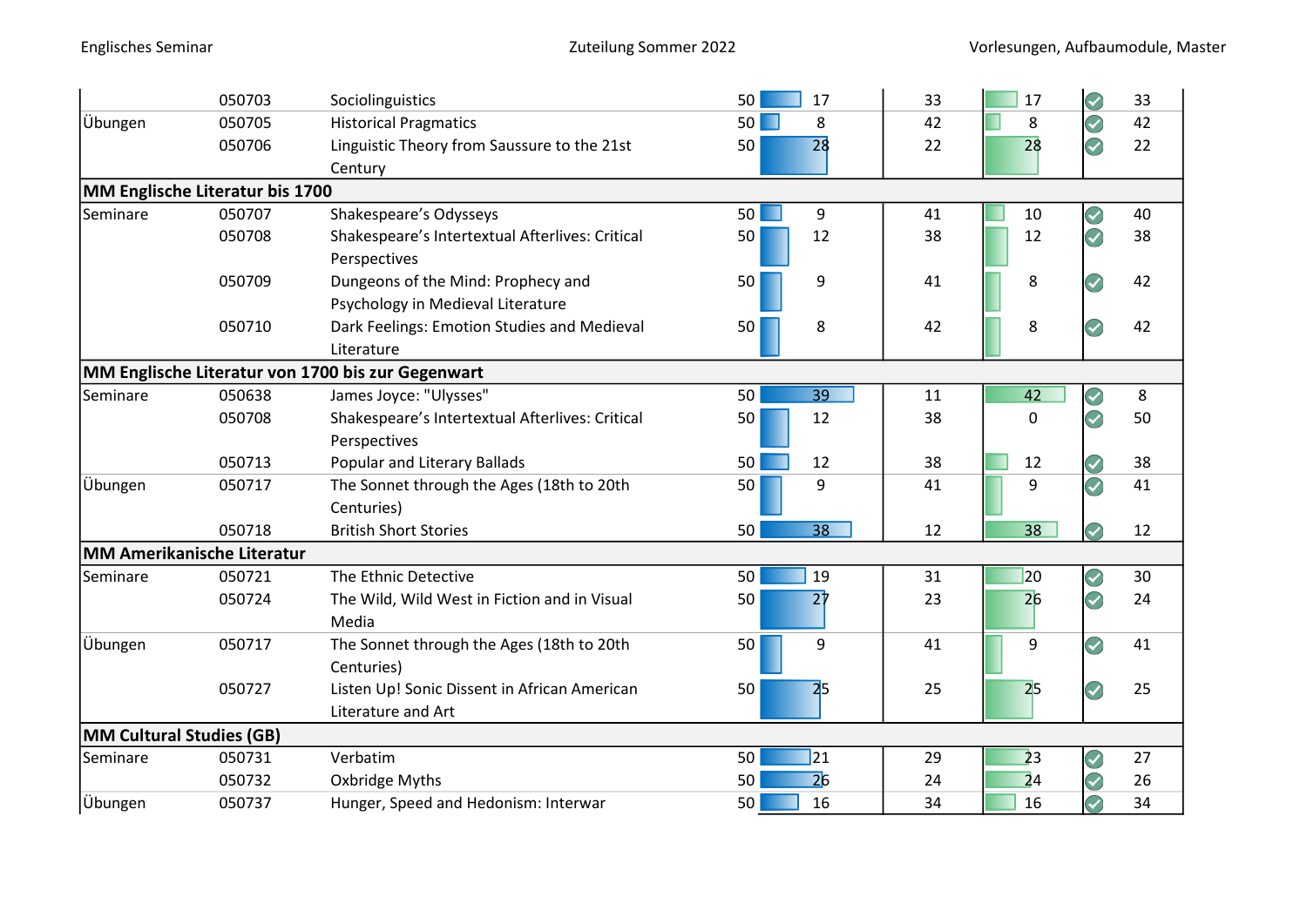| | | | | | | | | |
|---|---|---|---|---|---|---|---|---|
| | 050703 | Sociolinguistics | 50 | 17 | 33 | 17 | ✓ | 33 |
| Übungen | 050705 | Historical Pragmatics | 50 | 8 | 42 | 8 | ✓ | 42 |
| | 050706 | Linguistic Theory from Saussure to the 21st Century | 50 | 28 | 22 | 28 | ✓ | 22 |
| **MM Englische Literatur bis 1700** | | | | | | | | |
| Seminare | 050707 | Shakespeare's Odysseys | 50 | 9 | 41 | 10 | ✓ | 40 |
| | 050708 | Shakespeare's Intertextual Afterlives: Critical Perspectives | 50 | 12 | 38 | 12 | ✓ | 38 |
| | 050709 | Dungeons of the Mind: Prophecy and Psychology in Medieval Literature | 50 | 9 | 41 | 8 | ✓ | 42 |
| | 050710 | Dark Feelings: Emotion Studies and Medieval Literature | 50 | 8 | 42 | 8 | ✓ | 42 |
| **MM Englische Literatur von 1700 bis zur Gegenwart** | | | | | | | | |
| Seminare | 050638 | James Joyce: "Ulysses" | 50 | 39 | 11 | 42 | ✓ | 8 |
| | 050708 | Shakespeare's Intertextual Afterlives: Critical Perspectives | 50 | 12 | 38 | 0 | ✓ | 50 |
| | 050713 | Popular and Literary Ballads | 50 | 12 | 38 | 12 | ✓ | 38 |
| Übungen | 050717 | The Sonnet through the Ages (18th to 20th Centuries) | 50 | 9 | 41 | 9 | ✓ | 41 |
| | 050718 | British Short Stories | 50 | 38 | 12 | 38 | ✓ | 12 |
| **MM Amerikanische Literatur** | | | | | | | | |
| Seminare | 050721 | The Ethnic Detective | 50 | 19 | 31 | 20 | ✓ | 30 |
| | 050724 | The Wild, Wild West in Fiction and in Visual Media | 50 | 27 | 23 | 26 | ✓ | 24 |
| Übungen | 050717 | The Sonnet through the Ages (18th to 20th Centuries) | 50 | 9 | 41 | 9 | ✓ | 41 |
| | 050727 | Listen Up! Sonic Dissent in African American Literature and Art | 50 | 25 | 25 | 25 | ✓ | 25 |
| **MM Cultural Studies (GB)** | | | | | | | | |
| Seminare | 050731 | Verbatim | 50 | 21 | 29 | 23 | ✓ | 27 |
| | 050732 | Oxbridge Myths | 50 | 26 | 24 | 24 | ✓ | 26 |
| Übungen | 050737 | Hunger, Speed and Hedonism: Interwar | 50 | 16 | 34 | 16 | ✓ | 34 |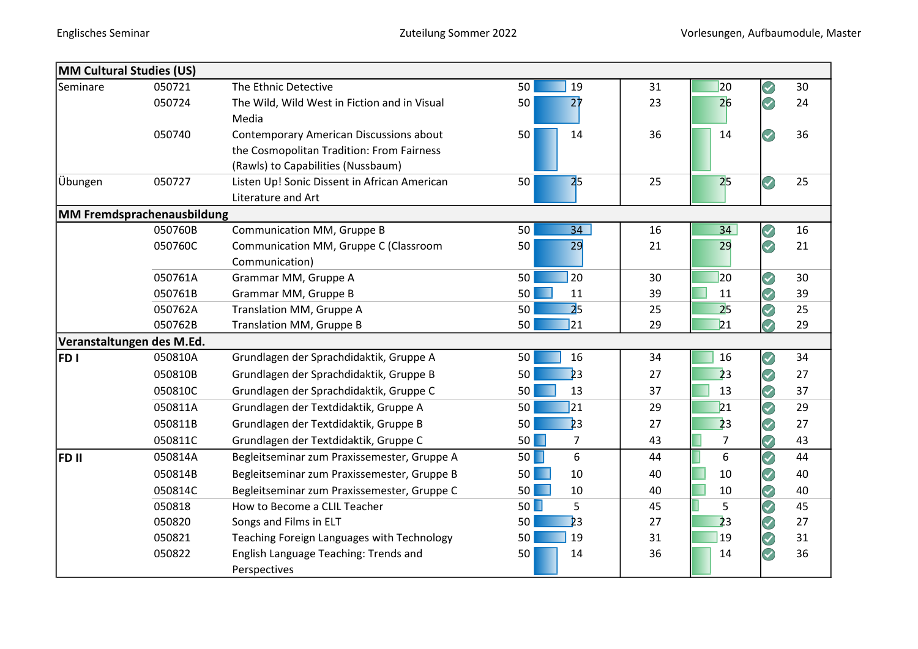| | | | | | | | | |
|---|---|---|---|---|---|---|---|---|
| **MM Cultural Studies (US)** | | | | | | | | |
| Seminare | 050721 | The Ethnic Detective | 50 | 19 | 31 | 20 | ✓ | 30 |
| | 050724 | The Wild, Wild West in Fiction and in Visual Media | 50 | 27 | 23 | 26 | ✓ | 24 |
| | 050740 | Contemporary American Discussions about the Cosmopolitan Tradition: From Fairness (Rawls) to Capabilities (Nussbaum) | 50 | 14 | 36 | 14 | ✓ | 36 |
| Übungen | 050727 | Listen Up! Sonic Dissent in African American Literature and Art | 50 | 25 | 25 | 25 | ✓ | 25 |
| **MM Fremdsprachenausbildung** | | | | | | | | |
| | 050760B | Communication MM, Gruppe B | 50 | 34 | 16 | 34 | ✓ | 16 |
| | 050760C | Communication MM, Gruppe C (Classroom Communication) | 50 | 29 | 21 | 29 | ✓ | 21 |
| | 050761A | Grammar MM, Gruppe A | 50 | 20 | 30 | 20 | ✓ | 30 |
| | 050761B | Grammar MM, Gruppe B | 50 | 11 | 39 | 11 | ✓ | 39 |
| | 050762A | Translation MM, Gruppe A | 50 | 25 | 25 | 25 | ✓ | 25 |
| | 050762B | Translation MM, Gruppe B | 50 | 21 | 29 | 21 | ✓ | 29 |
| **Veranstaltungen des M.Ed.** | | | | | | | | |
| **FD I** | 050810A | Grundlagen der Sprachdidaktik, Gruppe A | 50 | 16 | 34 | 16 | ✓ | 34 |
| | 050810B | Grundlagen der Sprachdidaktik, Gruppe B | 50 | 23 | 27 | 23 | ✓ | 27 |
| | 050810C | Grundlagen der Sprachdidaktik, Gruppe C | 50 | 13 | 37 | 13 | ✓ | 37 |
| | 050811A | Grundlagen der Textdidaktik, Gruppe A | 50 | 21 | 29 | 21 | ✓ | 29 |
| | 050811B | Grundlagen der Textdidaktik, Gruppe B | 50 | 23 | 27 | 23 | ✓ | 27 |
| | 050811C | Grundlagen der Textdidaktik, Gruppe C | 50 | 7 | 43 | 7 | ✓ | 43 |
| **FD II** | 050814A | Begleitseminar zum Praxissemester, Gruppe A | 50 | 6 | 44 | 6 | ✓ | 44 |
| | 050814B | Begleitseminar zum Praxissemester, Gruppe B | 50 | 10 | 40 | 10 | ✓ | 40 |
| | 050814C | Begleitseminar zum Praxissemester, Gruppe C | 50 | 10 | 40 | 10 | ✓ | 40 |
| | 050818 | How to Become a CLIL Teacher | 50 | 5 | 45 | 5 | ✓ | 45 |
| | 050820 | Songs and Films in ELT | 50 | 23 | 27 | 23 | ✓ | 27 |
| | 050821 | Teaching Foreign Languages with Technology | 50 | 19 | 31 | 19 | ✓ | 31 |
| | 050822 | English Language Teaching: Trends and Perspectives | 50 | 14 | 36 | 14 | ✓ | 36 |